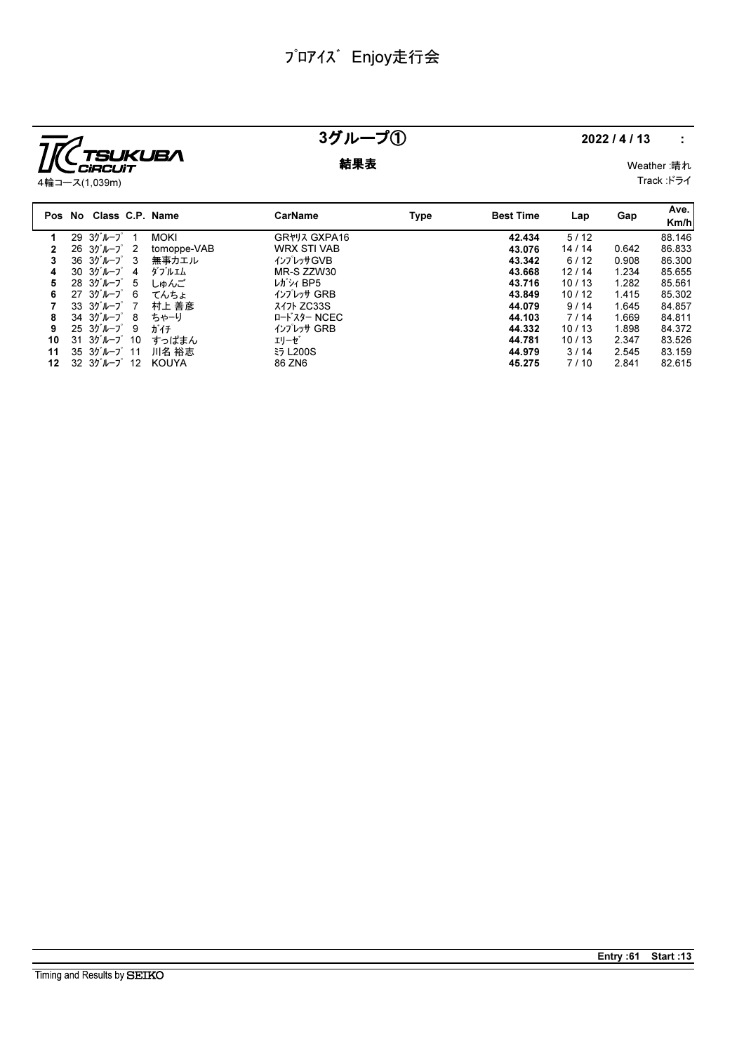# ﾌﾟﾛｱｲｽﾞ Enjoy走行会

TSUKUBA CIRCUIT
4輪コース(1,039m)

## 3グループ①

**結果表**

**2022 / 4 / 13 :**

Weather :晴れ
Track :ドライ

| Pos | No | Class | C.P. | Name | CarName | Type | Best Time | Lap | Gap | Ave. Km/h |
|---|---|---|---|---|---|---|---|---|---|---|
| 1 | 29 | 3ｸﾞﾙｰﾌﾟ | 1 | MOKI | GRﾔﾘｽ GXPA16 | | **42.434** | 5 / 12 | | 88.146 |
| 2 | 26 | 3ｸﾞﾙｰﾌﾟ | 2 | tomoppe-VAB | WRX STI VAB | | **43.076** | 14 / 14 | 0.642 | 86.833 |
| 3 | 36 | 3ｸﾞﾙｰﾌﾟ | 3 | 無事カエル | ｲﾝﾌﾟﾚｯｻGVB | | **43.342** | 6 / 12 | 0.908 | 86.300 |
| 4 | 30 | 3ｸﾞﾙｰﾌﾟ | 4 | ﾀﾞﾌﾞﾙｴﾑ | MR-S ZZW30 | | **43.668** | 12 / 14 | 1.234 | 85.655 |
| 5 | 28 | 3ｸﾞﾙｰﾌﾟ | 5 | しゅんご | ﾚｶﾞｼｨ BP5 | | **43.716** | 10 / 13 | 1.282 | 85.561 |
| 6 | 27 | 3ｸﾞﾙｰﾌﾟ | 6 | てんちょ | ｲﾝﾌﾟﾚｯｻ GRB | | **43.849** | 10 / 12 | 1.415 | 85.302 |
| 7 | 33 | 3ｸﾞﾙｰﾌﾟ | 7 | 村上 善彦 | ｽｲﾌﾄ ZC33S | | **44.079** | 9 / 14 | 1.645 | 84.857 |
| 8 | 34 | 3ｸﾞﾙｰﾌﾟ | 8 | ちゃーり | ﾛｰﾄﾞｽﾀｰ NCEC | | **44.103** | 7 / 14 | 1.669 | 84.811 |
| 9 | 25 | 3ｸﾞﾙｰﾌﾟ | 9 | ｶﾞｲﾁ | ｲﾝﾌﾟﾚｯｻ GRB | | **44.332** | 10 / 13 | 1.898 | 84.372 |
| 10 | 31 | 3ｸﾞﾙｰﾌﾟ | 10 | すっぱまん | ｴﾘｰｾﾞ | | **44.781** | 10 / 13 | 2.347 | 83.526 |
| 11 | 35 | 3ｸﾞﾙｰﾌﾟ | 11 | 川名 裕志 | ﾐﾗ L200S | | **44.979** | 3 / 14 | 2.545 | 83.159 |
| 12 | 32 | 3ｸﾞﾙｰﾌﾟ | 12 | KOUYA | 86 ZN6 | | **45.275** | 7 / 10 | 2.841 | 82.615 |

**Entry :61 Start :13**

Timing and Results by SEIKO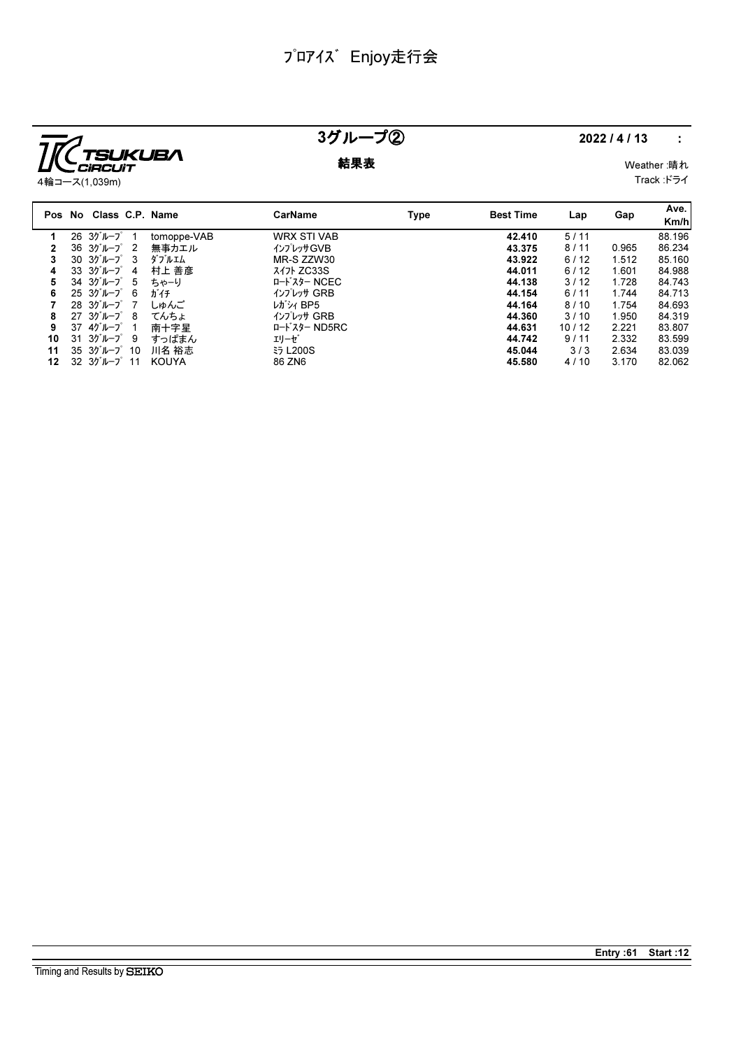# ﾌﾟﾛｱｲｽﾞ Enjoy走行会

TSUKUBA CIRCUIT
4輪コース(1,039m)

## 3グループ②

**結果表**

**2022 / 4 / 13 :**

Weather :晴れ
Track :ドライ

| Pos | No | Class | C.P. | Name | CarName | Type | Best Time | Lap | Gap | Ave. Km/h |
|---|---|---|---|---|---|---|---|---|---|---|
| 1 | 26 | 3ｸﾞﾙｰﾌﾟ | 1 | tomoppe-VAB | WRX STI VAB | | **42.410** | 5 / 11 | | 88.196 |
| 2 | 36 | 3ｸﾞﾙｰﾌﾟ | 2 | 無事カエル | ｲﾝﾌﾟﾚｯｻGVB | | **43.375** | 8 / 11 | 0.965 | 86.234 |
| 3 | 30 | 3ｸﾞﾙｰﾌﾟ | 3 | ﾀﾞﾌﾞﾙｴﾑ | MR-S ZZW30 | | **43.922** | 6 / 12 | 1.512 | 85.160 |
| 4 | 33 | 3ｸﾞﾙｰﾌﾟ | 4 | 村上 善彦 | ｽｲﾌﾄ ZC33S | | **44.011** | 6 / 12 | 1.601 | 84.988 |
| 5 | 34 | 3ｸﾞﾙｰﾌﾟ | 5 | ちゃーり | ﾛｰﾄﾞｽﾀｰ NCEC | | **44.138** | 3 / 12 | 1.728 | 84.743 |
| 6 | 25 | 3ｸﾞﾙｰﾌﾟ | 6 | ｶﾞｲﾁ | ｲﾝﾌﾟﾚｯｻ GRB | | **44.154** | 6 / 11 | 1.744 | 84.713 |
| 7 | 28 | 3ｸﾞﾙｰﾌﾟ | 7 | しゅんご | ﾚｶﾞｼｨ BP5 | | **44.164** | 8 / 10 | 1.754 | 84.693 |
| 8 | 27 | 3ｸﾞﾙｰﾌﾟ | 8 | てんちょ | ｲﾝﾌﾟﾚｯｻ GRB | | **44.360** | 3 / 10 | 1.950 | 84.319 |
| 9 | 37 | 4ｸﾞﾙｰﾌﾟ | 1 | 南十字星 | ﾛｰﾄﾞｽﾀｰ ND5RC | | **44.631** | 10 / 12 | 2.221 | 83.807 |
| 10 | 31 | 3ｸﾞﾙｰﾌﾟ | 9 | すっぱまん | ｴﾘｰｾﾞ | | **44.742** | 9 / 11 | 2.332 | 83.599 |
| 11 | 35 | 3ｸﾞﾙｰﾌﾟ | 10 | 川名 裕志 | ﾐﾗ L200S | | **45.044** | 3 / 3 | 2.634 | 83.039 |
| 12 | 32 | 3ｸﾞﾙｰﾌﾟ | 11 | KOUYA | 86 ZN6 | | **45.580** | 4 / 10 | 3.170 | 82.062 |

**Entry :61 Start :12**

Timing and Results by SEIKO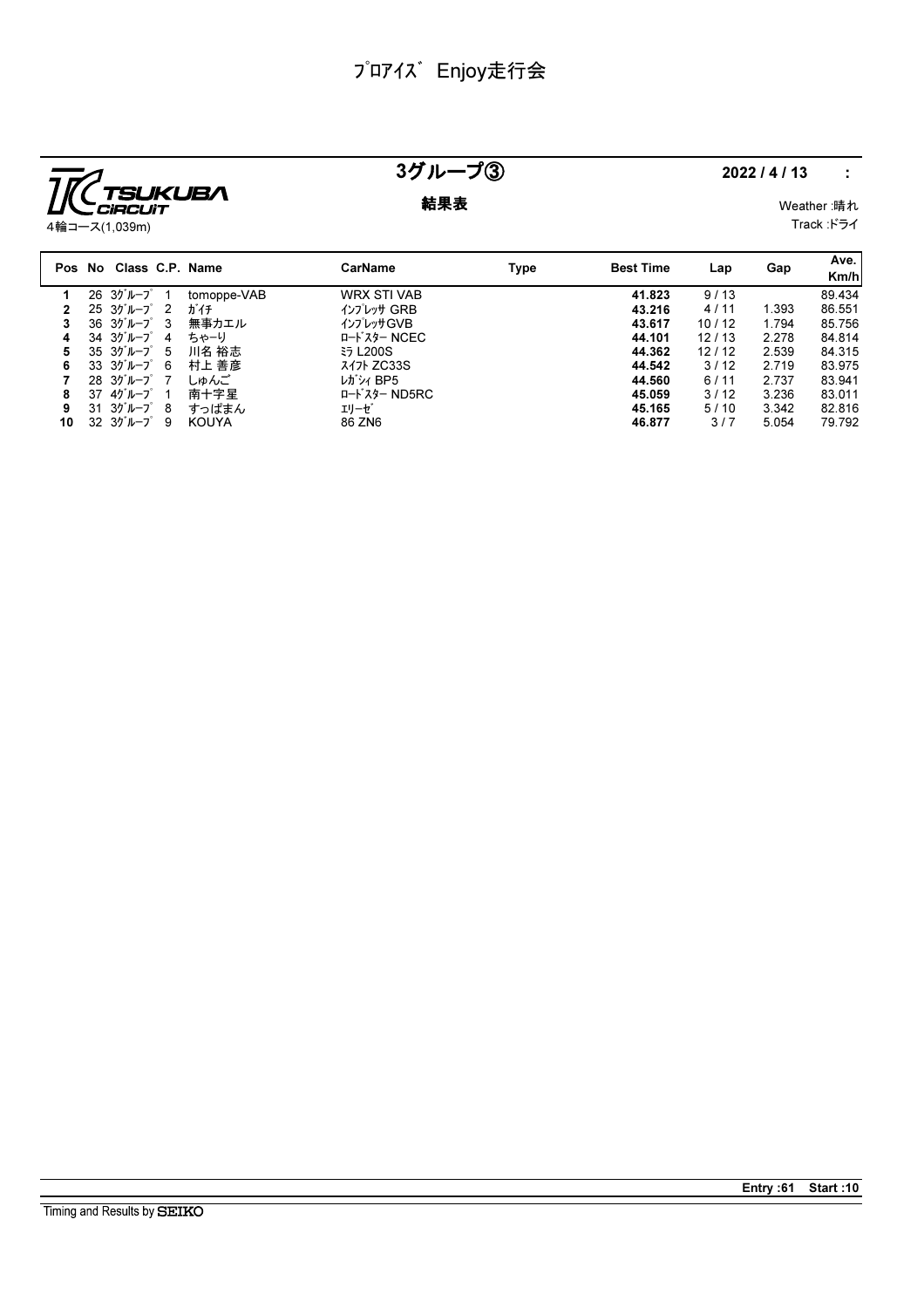# ﾌﾟﾛｱｲｽﾞ Enjoy走行会

## 3グループ③

**結果表**

TSUKUBA CiRCUiT
4輪コース(1,039m)

2022 / 4 / 13 :

Weather :晴れ
Track :ドライ

| Pos | No | Class | C.P. | Name | CarName | Type | Best Time | Lap | Gap | Ave. Km/h |
|---|---|---|---|---|---|---|---|---|---|---|
| 1 | 26 | 3ｸﾞﾙｰﾌﾟ | 1 | tomoppe-VAB | WRX STI VAB | | **41.823** | 9 / 13 | | 89.434 |
| 2 | 25 | 3ｸﾞﾙｰﾌﾟ | 2 | ｶﾞｲﾁ | ｲﾝﾌﾟﾚｯｻ GRB | | **43.216** | 4 / 11 | 1.393 | 86.551 |
| 3 | 36 | 3ｸﾞﾙｰﾌﾟ | 3 | 無事カエル | ｲﾝﾌﾟﾚｯｻGVB | | **43.617** | 10 / 12 | 1.794 | 85.756 |
| 4 | 34 | 3ｸﾞﾙｰﾌﾟ | 4 | ちゃーり | ﾛｰﾄﾞｽﾀｰ NCEC | | **44.101** | 12 / 13 | 2.278 | 84.814 |
| 5 | 35 | 3ｸﾞﾙｰﾌﾟ | 5 | 川名 裕志 | ﾐﾗ L200S | | **44.362** | 12 / 12 | 2.539 | 84.315 |
| 6 | 33 | 3ｸﾞﾙｰﾌﾟ | 6 | 村上 善彦 | ｽｲﾌﾄ ZC33S | | **44.542** | 3 / 12 | 2.719 | 83.975 |
| 7 | 28 | 3ｸﾞﾙｰﾌﾟ | 7 | しゅんご | ﾚｶﾞｼｨ BP5 | | **44.560** | 6 / 11 | 2.737 | 83.941 |
| 8 | 37 | 4ｸﾞﾙｰﾌﾟ | 1 | 南十字星 | ﾛｰﾄﾞｽﾀｰ ND5RC | | **45.059** | 3 / 12 | 3.236 | 83.011 |
| 9 | 31 | 3ｸﾞﾙｰﾌﾟ | 8 | すっぱまん | ｴﾘｰｾﾞ | | **45.165** | 5 / 10 | 3.342 | 82.816 |
| 10 | 32 | 3ｸﾞﾙｰﾌﾟ | 9 | KOUYA | 86 ZN6 | | **46.877** | 3 / 7 | 5.054 | 79.792 |

**Entry :61 Start :10**

Timing and Results by SEIKO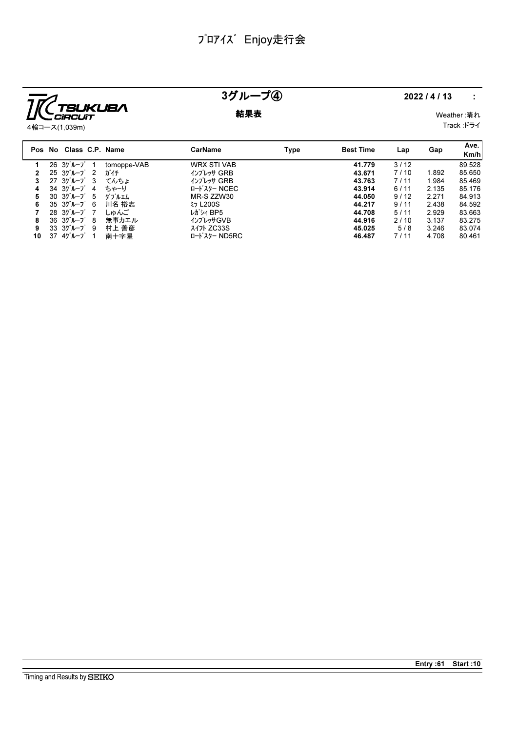# ﾌﾟﾛｱｲｽﾞ Enjoy走行会

TSUKUBA CIRCUIT

4輪コース(1,039m)

## 3グループ④

**結果表**

**2022 / 4 / 13 :**

Weather :晴れ

Track :ドライ

| Pos | No | Class | C.P. | Name | CarName | Type | Best Time | Lap | Gap | Ave. Km/h |
|---|---|---|---|---|---|---|---|---|---|---|
| 1 | 26 | 3ｸﾞﾙｰﾌﾟ | 1 | tomoppe-VAB | WRX STI VAB | | 41.779 | 3 / 12 | | 89.528 |
| 2 | 25 | 3ｸﾞﾙｰﾌﾟ | 2 | ｶﾞｲﾁ | ｲﾝﾌﾟﾚｯｻ GRB | | 43.671 | 7 / 10 | 1.892 | 85.650 |
| 3 | 27 | 3ｸﾞﾙｰﾌﾟ | 3 | てんちょ | ｲﾝﾌﾟﾚｯｻ GRB | | 43.763 | 7 / 11 | 1.984 | 85.469 |
| 4 | 34 | 3ｸﾞﾙｰﾌﾟ | 4 | ちゃーり | ﾛｰﾄﾞｽﾀｰ NCEC | | 43.914 | 6 / 11 | 2.135 | 85.176 |
| 5 | 30 | 3ｸﾞﾙｰﾌﾟ | 5 | ﾀﾞﾌﾞﾙｴﾑ | MR-S ZZW30 | | 44.050 | 9 / 12 | 2.271 | 84.913 |
| 6 | 35 | 3ｸﾞﾙｰﾌﾟ | 6 | 川名 裕志 | ﾐﾗ L200S | | 44.217 | 9 / 11 | 2.438 | 84.592 |
| 7 | 28 | 3ｸﾞﾙｰﾌﾟ | 7 | しゅんご | ﾚｶﾞｼｨ BP5 | | 44.708 | 5 / 11 | 2.929 | 83.663 |
| 8 | 36 | 3ｸﾞﾙｰﾌﾟ | 8 | 無事カエル | ｲﾝﾌﾟﾚｯｻGVB | | 44.916 | 2 / 10 | 3.137 | 83.275 |
| 9 | 33 | 3ｸﾞﾙｰﾌﾟ | 9 | 村上 善彦 | ｽｲﾌﾄ ZC33S | | 45.025 | 5 / 8 | 3.246 | 83.074 |
| 10 | 37 | 4ｸﾞﾙｰﾌﾟ | 1 | 南十字星 | ﾛｰﾄﾞｽﾀｰ ND5RC | | 46.487 | 7 / 11 | 4.708 | 80.461 |

**Entry :61 Start :10**

Timing and Results by SEIKO